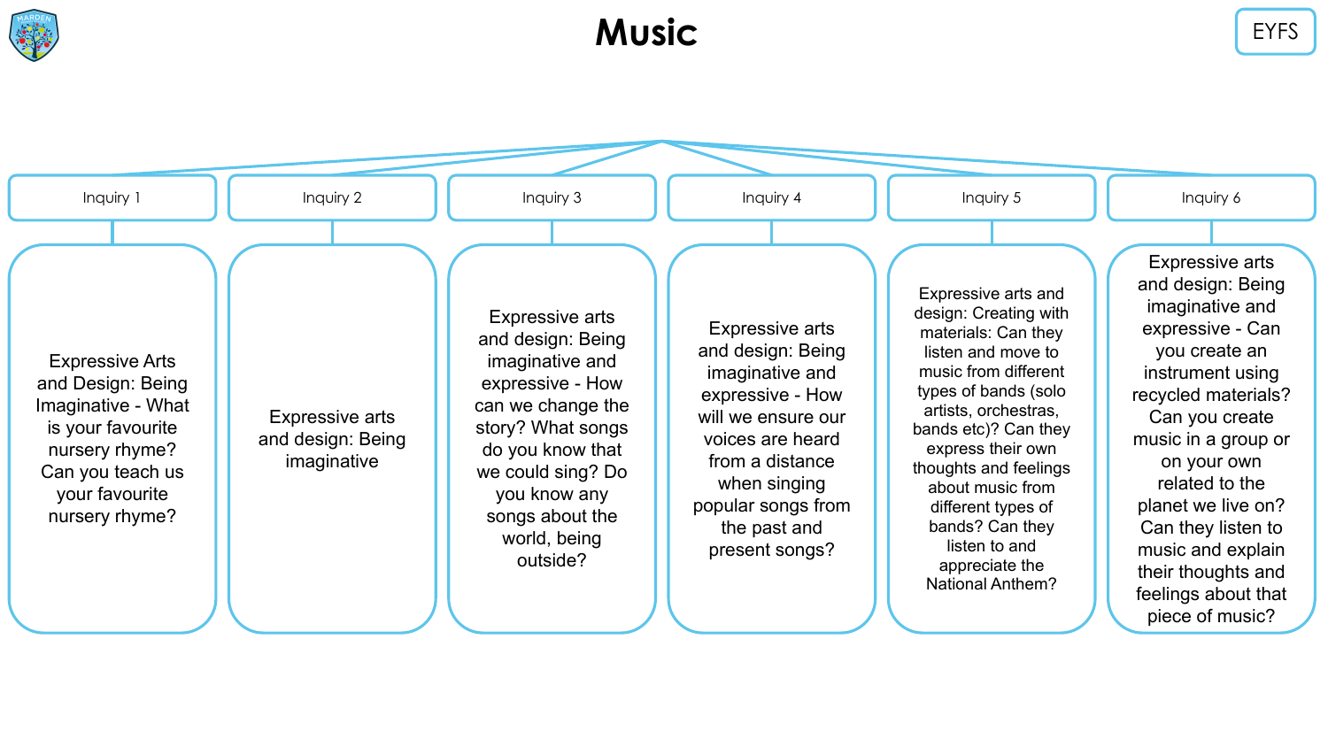# Music

EYFS

## Inquiry 1

Expressive Arts and Design: Being Imaginative - What is your favourite nursery rhyme? Can you teach us your favourite nursery rhyme?

## Inquiry 2

Expressive arts and design: Being imaginative

## Inquiry 3

Expressive arts and design: Being imaginative and expressive - How can we change the story? What songs do you know that we could sing? Do you know any songs about the world, being outside?

## Inquiry 4

Expressive arts and design: Being imaginative and expressive - How will we ensure our voices are heard from a distance when singing popular songs from the past and present songs?

## Inquiry 5

Expressive arts and design: Creating with materials: Can they listen and move to music from different types of bands (solo artists, orchestras, bands etc)? Can they express their own thoughts and feelings about music from different types of bands? Can they listen to and appreciate the National Anthem?

## Inquiry 6

Expressive arts and design: Being imaginative and expressive - Can you create an instrument using recycled materials? Can you create music in a group or on your own related to the planet we live on? Can they listen to music and explain their thoughts and feelings about that piece of music?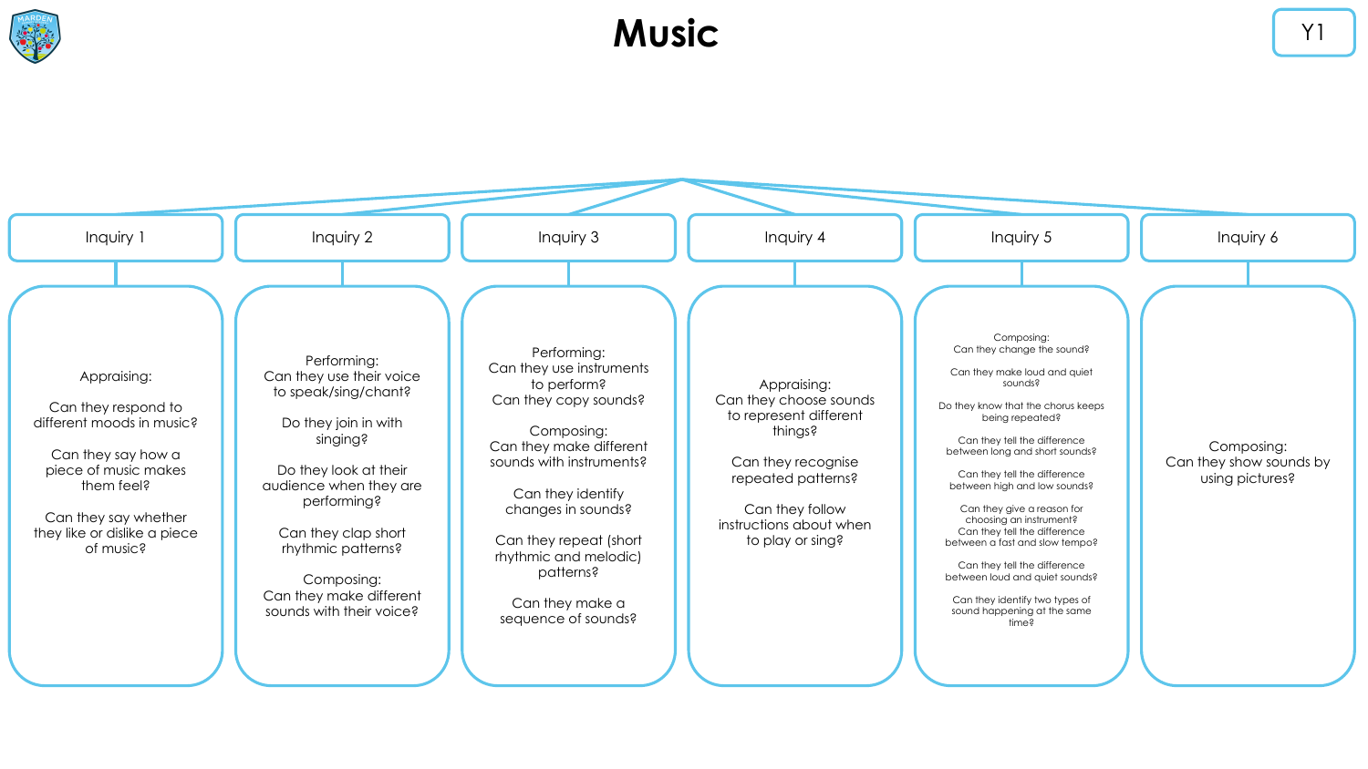# Music

Y1

## Inquiry 1

Appraising:

Can they respond to different moods in music?

Can they say how a piece of music makes them feel?

Can they say whether they like or dislike a piece of music?

## Inquiry 2

Performing:
Can they use their voice to speak/sing/chant?

Do they join in with singing?

Do they look at their audience when they are performing?

Can they clap short rhythmic patterns?

Composing:
Can they make different sounds with their voice?

## Inquiry 3

Performing:
Can they use instruments to perform?
Can they copy sounds?

Composing:
Can they make different sounds with instruments?

Can they identify changes in sounds?

Can they repeat (short rhythmic and melodic) patterns?

Can they make a sequence of sounds?

## Inquiry 4

Appraising:
Can they choose sounds to represent different things?

Can they recognise repeated patterns?

Can they follow instructions about when to play or sing?

## Inquiry 5

Composing:
Can they change the sound?

Can they make loud and quiet sounds?

Do they know that the chorus keeps being repeated?

Can they tell the difference between long and short sounds?

Can they tell the difference between high and low sounds?

Can they give a reason for choosing an instrument?
Can they tell the difference between a fast and slow tempo?

Can they tell the difference between loud and quiet sounds?

Can they identify two types of sound happening at the same time?

## Inquiry 6

Composing:
Can they show sounds by using pictures?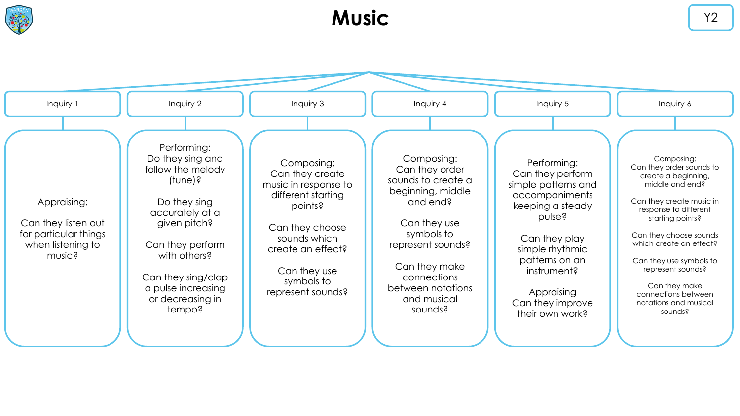# Music

Y2

## Inquiry 1

Appraising:

Can they listen out for particular things when listening to music?

## Inquiry 2

Performing:
Do they sing and follow the melody (tune)?

Do they sing accurately at a given pitch?

Can they perform with others?

Can they sing/clap a pulse increasing or decreasing in tempo?

## Inquiry 3

Composing:
Can they create music in response to different starting points?

Can they choose sounds which create an effect?

Can they use symbols to represent sounds?

## Inquiry 4

Composing:
Can they order sounds to create a beginning, middle and end?

Can they use symbols to represent sounds?

Can they make connections between notations and musical sounds?

## Inquiry 5

Performing:
Can they perform simple patterns and accompaniments keeping a steady pulse?

Can they play simple rhythmic patterns on an instrument?

Appraising
Can they improve their own work?

## Inquiry 6

Composing:
Can they order sounds to create a beginning, middle and end?

Can they create music in response to different starting points?

Can they choose sounds which create an effect?

Can they use symbols to represent sounds?

Can they make connections between notations and musical sounds?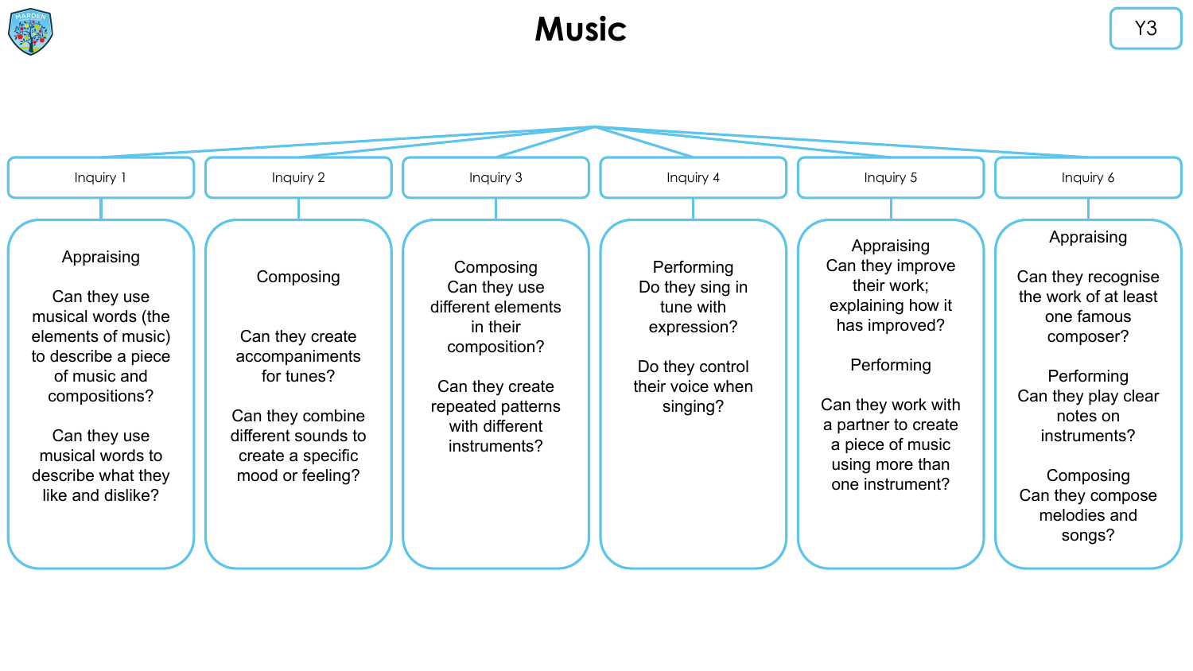# Music

Y3

## Inquiry 1

Appraising

Can they use musical words (the elements of music) to describe a piece of music and compositions?

Can they use musical words to describe what they like and dislike?

## Inquiry 2

Composing

Can they create accompaniments for tunes?

Can they combine different sounds to create a specific mood or feeling?

## Inquiry 3

Composing
Can they use different elements in their composition?

Can they create repeated patterns with different instruments?

## Inquiry 4

Performing
Do they sing in tune with expression?

Do they control their voice when singing?

## Inquiry 5

Appraising
Can they improve their work; explaining how it has improved?

Performing

Can they work with a partner to create a piece of music using more than one instrument?

## Inquiry 6

Appraising

Can they recognise the work of at least one famous composer?

Performing
Can they play clear notes on instruments?

Composing
Can they compose melodies and songs?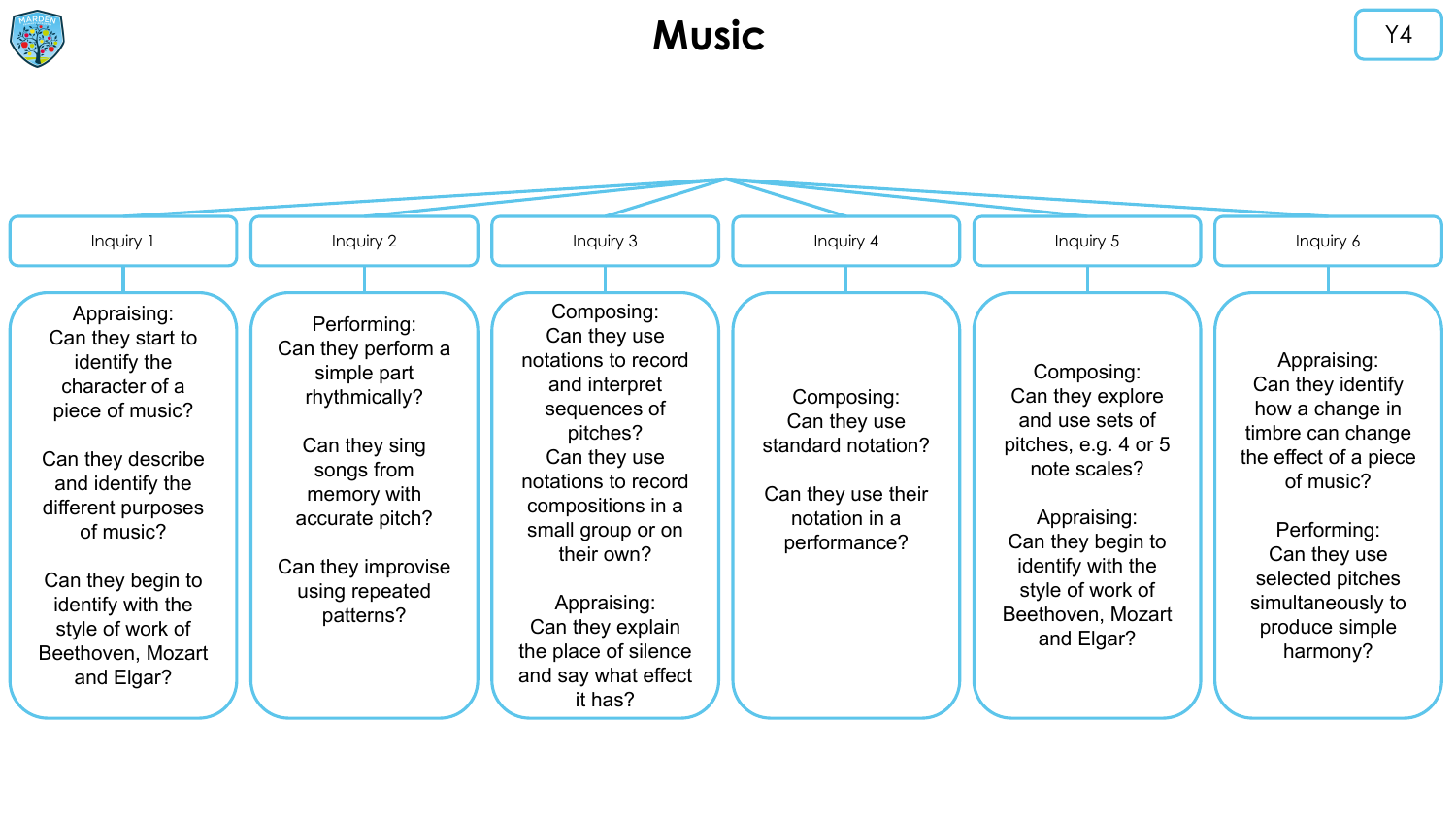# Music

Y4

## Inquiry 1

Appraising:
Can they start to identify the character of a piece of music?

Can they describe and identify the different purposes of music?

Can they begin to identify with the style of work of Beethoven, Mozart and Elgar?

## Inquiry 2

Performing:
Can they perform a simple part rhythmically?

Can they sing songs from memory with accurate pitch?

Can they improvise using repeated patterns?

## Inquiry 3

Composing:
Can they use notations to record and interpret sequences of pitches?
Can they use notations to record compositions in a small group or on their own?

Appraising:
Can they explain the place of silence and say what effect it has?

## Inquiry 4

Composing:
Can they use standard notation?

Can they use their notation in a performance?

## Inquiry 5

Composing:
Can they explore and use sets of pitches, e.g. 4 or 5 note scales?

Appraising:
Can they begin to identify with the style of work of Beethoven, Mozart and Elgar?

## Inquiry 6

Appraising:
Can they identify how a change in timbre can change the effect of a piece of music?

Performing:
Can they use selected pitches simultaneously to produce simple harmony?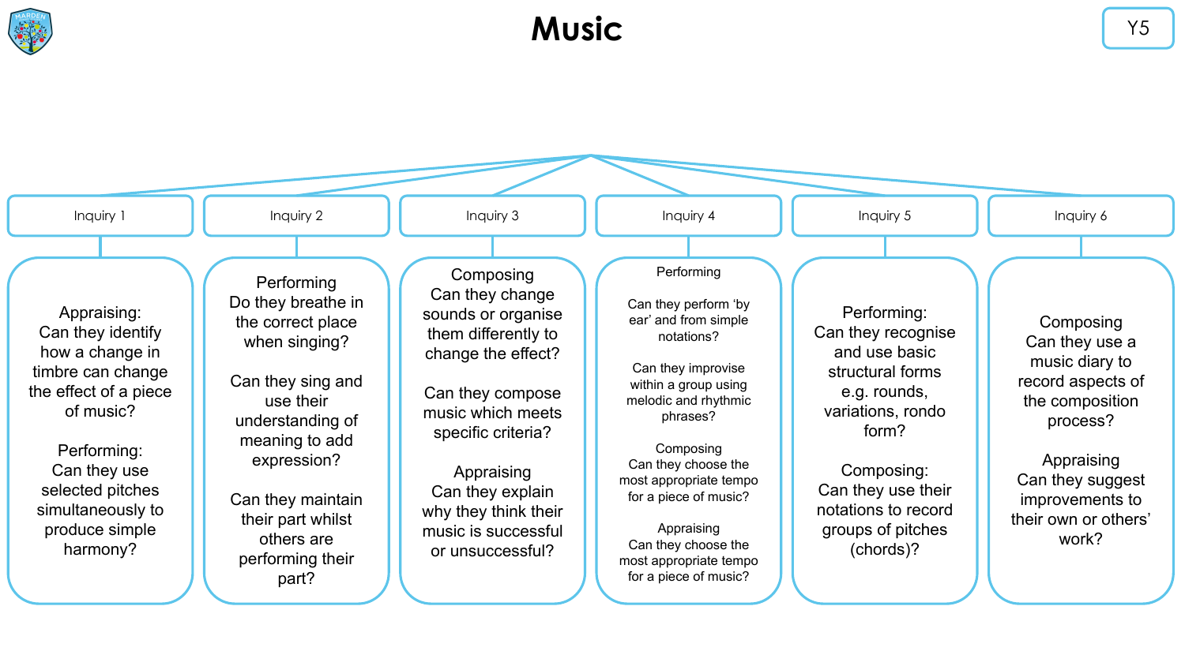# Music

Y5

## Inquiry 1

Appraising:
Can they identify how a change in timbre can change the effect of a piece of music?

Performing:
Can they use selected pitches simultaneously to produce simple harmony?

## Inquiry 2

Performing
Do they breathe in the correct place when singing?

Can they sing and use their understanding of meaning to add expression?

Can they maintain their part whilst others are performing their part?

## Inquiry 3

Composing
Can they change sounds or organise them differently to change the effect?

Can they compose music which meets specific criteria?

Appraising
Can they explain why they think their music is successful or unsuccessful?

## Inquiry 4

Performing

Can they perform 'by ear' and from simple notations?

Can they improvise within a group using melodic and rhythmic phrases?

Composing
Can they choose the most appropriate tempo for a piece of music?

Appraising
Can they choose the most appropriate tempo for a piece of music?

## Inquiry 5

Performing:
Can they recognise and use basic structural forms e.g. rounds, variations, rondo form?

Composing:
Can they use their notations to record groups of pitches (chords)?

## Inquiry 6

Composing
Can they use a music diary to record aspects of the composition process?

Appraising
Can they suggest improvements to their own or others' work?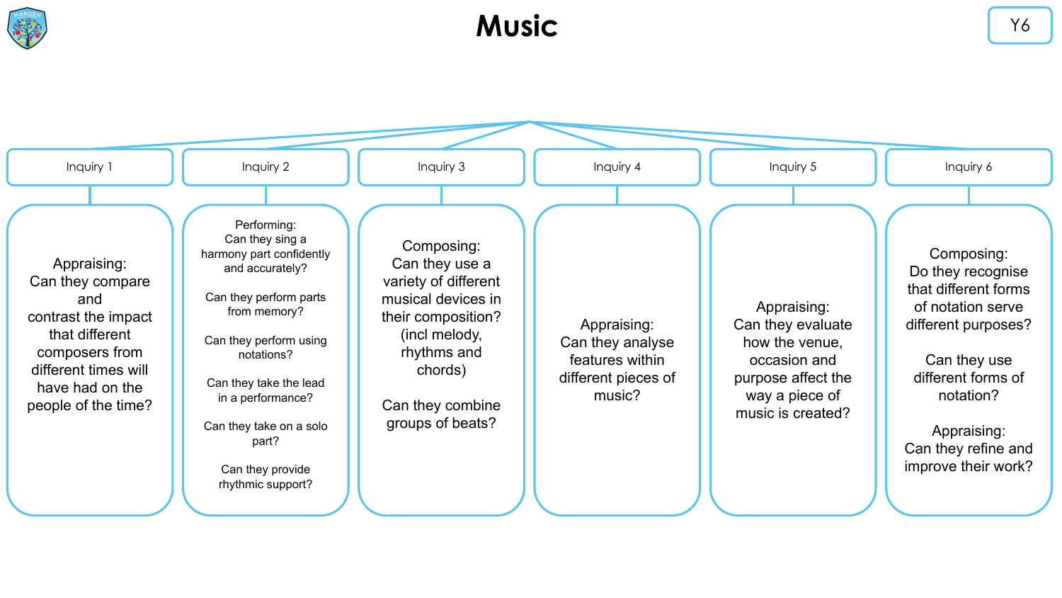# Music

Y6

## Inquiry 1

Appraising:
Can they compare and contrast the impact that different composers from different times will have had on the people of the time?

## Inquiry 2

Performing:
Can they sing a harmony part confidently and accurately?

Can they perform parts from memory?

Can they perform using notations?

Can they take the lead in a performance?

Can they take on a solo part?

Can they provide rhythmic support?

## Inquiry 3

Composing:
Can they use a variety of different musical devices in their composition? (incl melody, rhythms and chords)

Can they combine groups of beats?

## Inquiry 4

Appraising:
Can they analyse features within different pieces of music?

## Inquiry 5

Appraising:
Can they evaluate how the venue, occasion and purpose affect the way a piece of music is created?

## Inquiry 6

Composing:
Do they recognise that different forms of notation serve different purposes?

Can they use different forms of notation?

Appraising:
Can they refine and improve their work?